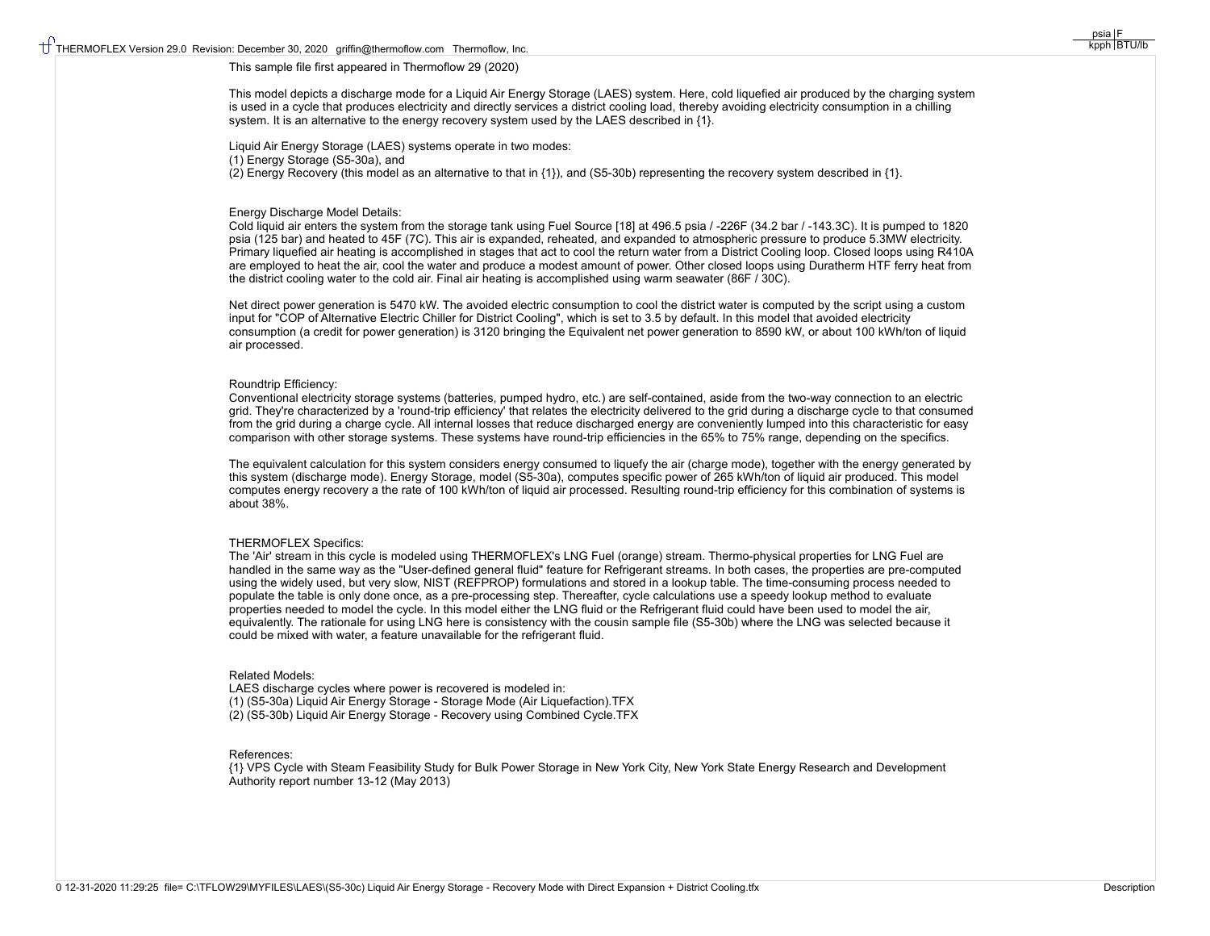This sample file first appeared in Thermoflow 29 (2020)

This model depicts a discharge mode for a Liquid Air Energy Storage (LAES) system. Here, cold liquefied air produced by the charging system is used in a cycle that produces electricity and directly services a district cooling load, thereby avoiding electricity consumption in a chilling system. It is an alternative to the energy recovery system used by the LAES described in {1}.

Liquid Air Energy Storage (LAES) systems operate in two modes:
(1) Energy Storage (S5-30a), and
(2) Energy Recovery (this model as an alternative to that in {1}), and (S5-30b) representing the recovery system described in {1}.

Energy Discharge Model Details:
Cold liquid air enters the system from the storage tank using Fuel Source [18] at 496.5 psia / -226F (34.2 bar / -143.3C). It is pumped to 1820 psia (125 bar) and heated to 45F (7C). This air is expanded, reheated, and expanded to atmospheric pressure to produce 5.3MW electricity. Primary liquefied air heating is accomplished in stages that act to cool the return water from a District Cooling loop. Closed loops using R410A are employed to heat the air, cool the water and produce a modest amount of power. Other closed loops using Duratherm HTF ferry heat from the district cooling water to the cold air. Final air heating is accomplished using warm seawater (86F / 30C).

Net direct power generation is 5470 kW. The avoided electric consumption to cool the district water is computed by the script using a custom input for "COP of Alternative Electric Chiller for District Cooling", which is set to 3.5 by default. In this model that avoided electricity consumption (a credit for power generation) is 3120 bringing the Equivalent net power generation to 8590 kW, or about 100 kWh/ton of liquid air processed.

Roundtrip Efficiency:
Conventional electricity storage systems (batteries, pumped hydro, etc.) are self-contained, aside from the two-way connection to an electric grid. They're characterized by a 'round-trip efficiency' that relates the electricity delivered to the grid during a discharge cycle to that consumed from the grid during a charge cycle. All internal losses that reduce discharged energy are conveniently lumped into this characteristic for easy comparison with other storage systems. These systems have round-trip efficiencies in the 65% to 75% range, depending on the specifics.

The equivalent calculation for this system considers energy consumed to liquefy the air (charge mode), together with the energy generated by this system (discharge mode). Energy Storage, model (S5-30a), computes specific power of 265 kWh/ton of liquid air produced. This model computes energy recovery a the rate of 100 kWh/ton of liquid air processed. Resulting round-trip efficiency for this combination of systems is about 38%.

THERMOFLEX Specifics:
The 'Air' stream in this cycle is modeled using THERMOFLEX's LNG Fuel (orange) stream. Thermo-physical properties for LNG Fuel are handled in the same way as the "User-defined general fluid" feature for Refrigerant streams. In both cases, the properties are pre-computed using the widely used, but very slow, NIST (REFPROP) formulations and stored in a lookup table. The time-consuming process needed to populate the table is only done once, as a pre-processing step. Thereafter, cycle calculations use a speedy lookup method to evaluate properties needed to model the cycle. In this model either the LNG fluid or the Refrigerant fluid could have been used to model the air, equivalently. The rationale for using LNG here is consistency with the cousin sample file (S5-30b) where the LNG was selected because it could be mixed with water, a feature unavailable for the refrigerant fluid.

Related Models:
LAES discharge cycles where power is recovered is modeled in:
(1) (S5-30a) Liquid Air Energy Storage - Storage Mode (Air Liquefaction).TFX
(2) (S5-30b) Liquid Air Energy Storage - Recovery using Combined Cycle.TFX

References:
{1} VPS Cycle with Steam Feasibility Study for Bulk Power Storage in New York City, New York State Energy Research and Development Authority report number 13-12 (May 2013)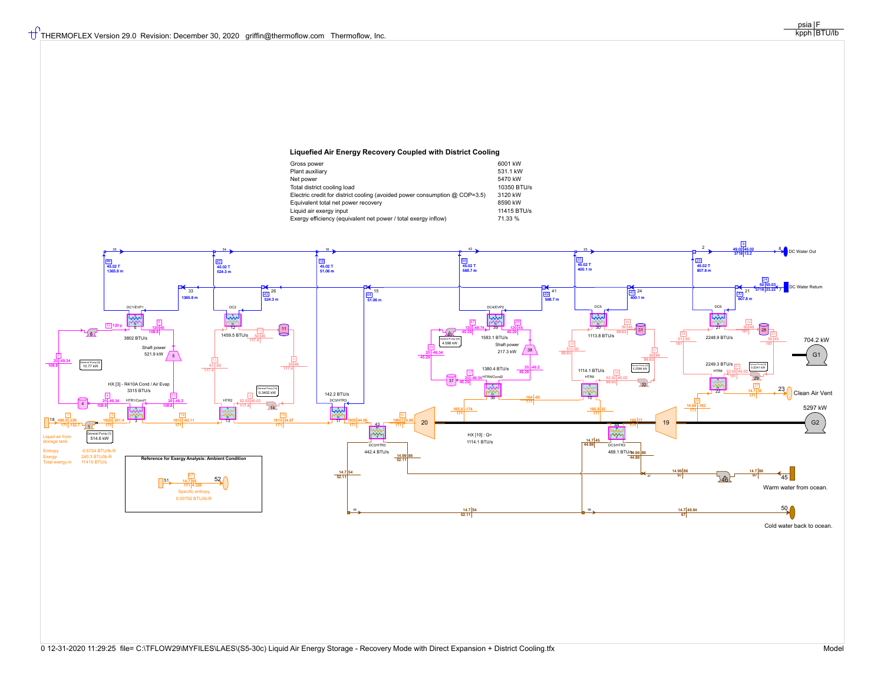THERMOFLEX Version 29.0 Revision: December 30, 2020 griffin@thermoflow.com Thermoflow, Inc.

psia | F
kpph | BTU/lb

## Liquefied Air Energy Recovery Coupled with District Cooling

| | |
|---|---|
| Gross power | 6001 kW |
| Plant auxiliary | 531.1 kW |
| Net power | 5470 kW |
| Total district cooling load | 10350 BTU/s |
| Electric credit for district cooling (avoided power consumption @ COP=3.5) | 3120 kW |
| Equivalent total net power recovery | 8590 kW |
| Liquid air exergy input | 11415 BTU/s |
| Exergy efficiency (equivalent net power / total exergy inflow) | 71.33 % |

DC Water Out

DC Water Return

Liquid air from storage tank

Entropy -0.0724 BTU/lb-R
Exergy 240.3 BTU/lb-R
Total exergy in 11415 BTU/s

General Pump [1] 514.6 kW

HX [3] - R410A Cond / Air Evap 3315 BTU/s

Shaft power 521.9 kW

Shaft power 217.3 kW

HX [10] : Q= 1114.1 BTU/s

704.2 kW G1

5297 kW G2

Clean Air Vent

Warm water from ocean.

Cold water back to ocean.

**Reference for Exergy Analysis: Ambient Condition**

Specific entropy 0.00792 BTU/lb-R

0 12-31-2020 11:29:25 file= C:\TFLOW29\MYFILES\LAES\(S5-30c) Liquid Air Energy Storage - Recovery Mode with Direct Expansion + District Cooling.tfx

Model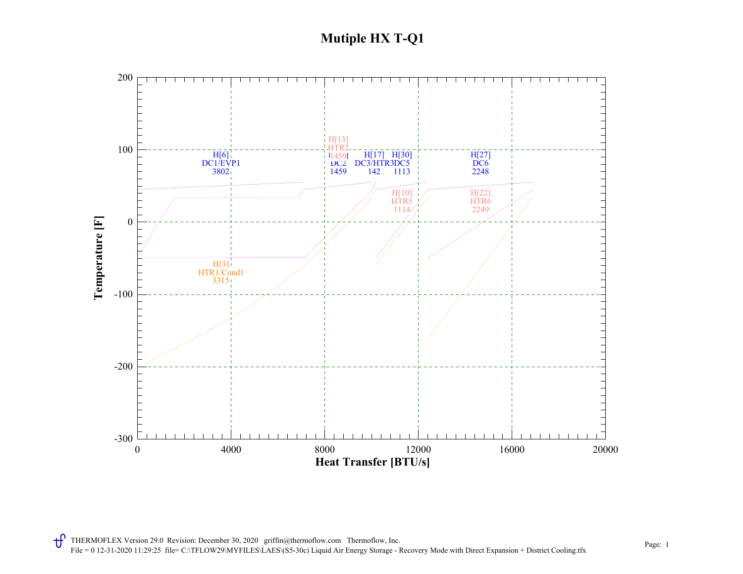# Mutiple HX T-Q1

200

100

0

-100

-200

-300

Temperature [F]

0

4000

8000

12000

16000

20000

Heat Transfer [BTU/s]

H[6]
DC1/EVP1
3802

H[13]
HTR2
1459

DC2
1459

H[17]
DC3/HTR3
142

H[30]
DC5
1113

H[27]
DC6
2248

H[10]
HTR5
1114

H[22]
HTR6
2249

H[3]
HTR1/Cond1
3315

THERMOFLEX Version 29.0 Revision: December 30, 2020 griffin@thermoflow.com Thermoflow, Inc.
File = 0 12-31-2020 11:29:25 file= C:\TFLOW29\MYFILES\LAES\(S5-30c) Liquid Air Energy Storage - Recovery Mode with Direct Expansion + District Cooling.tfx